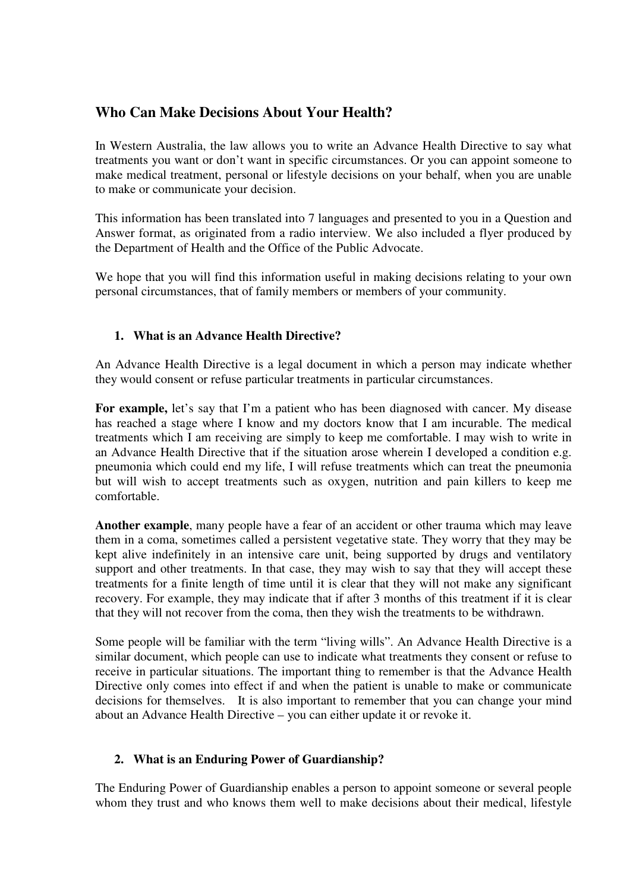## Who Can Make Decisions About Your Health?

In Western Australia, the law allows you to write an Advance Health Directive to say what treatments you want or don't want in specific circumstances. Or you can appoint someone to make medical treatment, personal or lifestyle decisions on your behalf, when you are unable to make or communicate your decision.

This information has been translated into 7 languages and presented to you in a Question and Answer format, as originated from a radio interview. We also included a flyer produced by the Department of Health and the Office of the Public Advocate.

We hope that you will find this information useful in making decisions relating to your own personal circumstances, that of family members or members of your community.

### 1. What is an Advance Health Directive?

An Advance Health Directive is a legal document in which a person may indicate whether they would consent or refuse particular treatments in particular circumstances.

**For example,** let's say that I'm a patient who has been diagnosed with cancer. My disease has reached a stage where I know and my doctors know that I am incurable. The medical treatments which I am receiving are simply to keep me comfortable. I may wish to write in an Advance Health Directive that if the situation arose wherein I developed a condition e.g. pneumonia which could end my life, I will refuse treatments which can treat the pneumonia but will wish to accept treatments such as oxygen, nutrition and pain killers to keep me comfortable.

**Another example**, many people have a fear of an accident or other trauma which may leave them in a coma, sometimes called a persistent vegetative state. They worry that they may be kept alive indefinitely in an intensive care unit, being supported by drugs and ventilatory support and other treatments. In that case, they may wish to say that they will accept these treatments for a finite length of time until it is clear that they will not make any significant recovery. For example, they may indicate that if after 3 months of this treatment if it is clear that they will not recover from the coma, then they wish the treatments to be withdrawn.

Some people will be familiar with the term "living wills". An Advance Health Directive is a similar document, which people can use to indicate what treatments they consent or refuse to receive in particular situations. The important thing to remember is that the Advance Health Directive only comes into effect if and when the patient is unable to make or communicate decisions for themselves. It is also important to remember that you can change your mind about an Advance Health Directive – you can either update it or revoke it.

### 2. What is an Enduring Power of Guardianship?

The Enduring Power of Guardianship enables a person to appoint someone or several people whom they trust and who knows them well to make decisions about their medical, lifestyle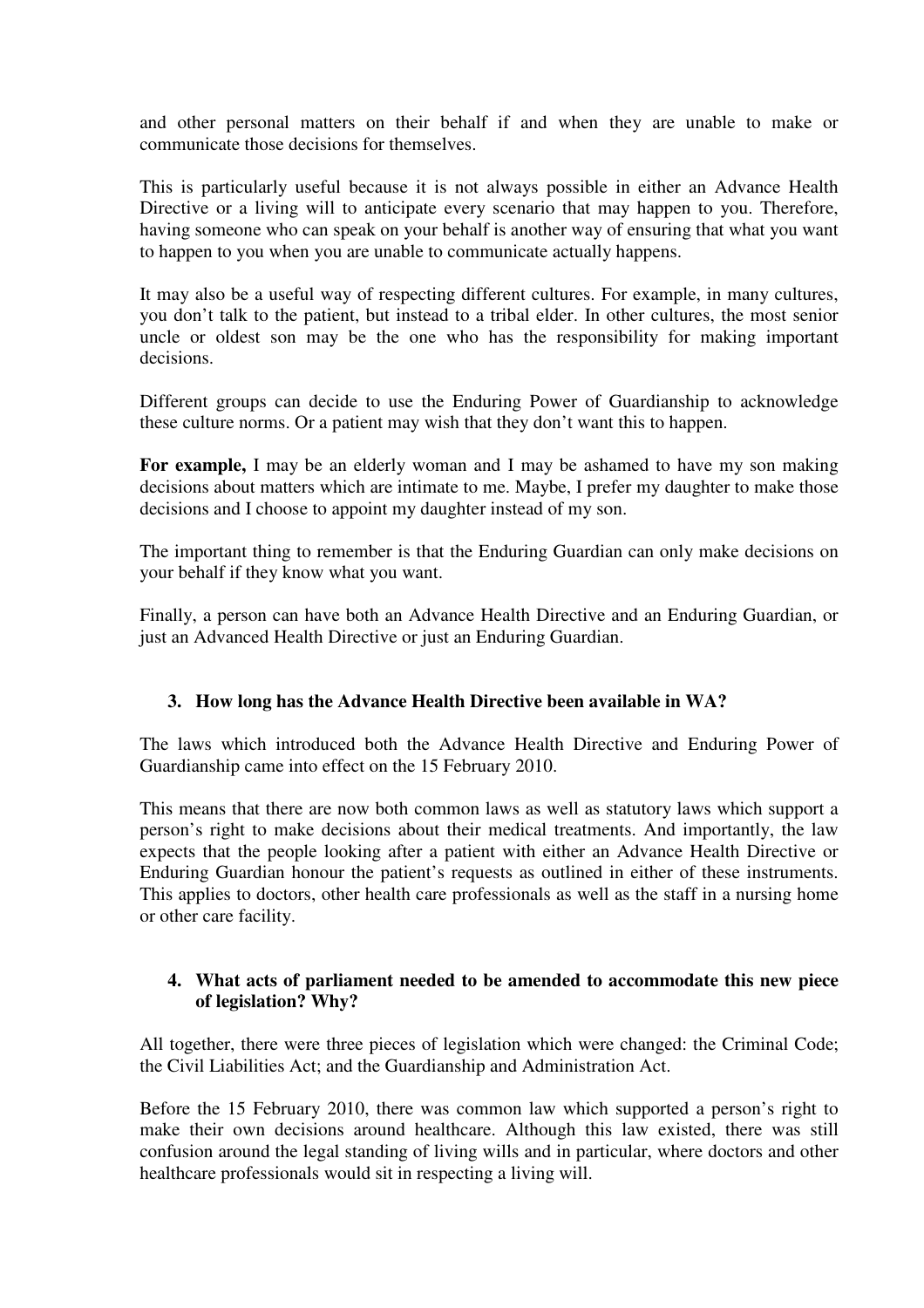and other personal matters on their behalf if and when they are unable to make or communicate those decisions for themselves.

This is particularly useful because it is not always possible in either an Advance Health Directive or a living will to anticipate every scenario that may happen to you. Therefore, having someone who can speak on your behalf is another way of ensuring that what you want to happen to you when you are unable to communicate actually happens.

It may also be a useful way of respecting different cultures. For example, in many cultures, you don't talk to the patient, but instead to a tribal elder. In other cultures, the most senior uncle or oldest son may be the one who has the responsibility for making important decisions.

Different groups can decide to use the Enduring Power of Guardianship to acknowledge these culture norms. Or a patient may wish that they don't want this to happen.

**For example,** I may be an elderly woman and I may be ashamed to have my son making decisions about matters which are intimate to me. Maybe, I prefer my daughter to make those decisions and I choose to appoint my daughter instead of my son.

The important thing to remember is that the Enduring Guardian can only make decisions on your behalf if they know what you want.

Finally, a person can have both an Advance Health Directive and an Enduring Guardian, or just an Advanced Health Directive or just an Enduring Guardian.

### 3. How long has the Advance Health Directive been available in WA?

The laws which introduced both the Advance Health Directive and Enduring Power of Guardianship came into effect on the 15 February 2010.

This means that there are now both common laws as well as statutory laws which support a person's right to make decisions about their medical treatments. And importantly, the law expects that the people looking after a patient with either an Advance Health Directive or Enduring Guardian honour the patient's requests as outlined in either of these instruments. This applies to doctors, other health care professionals as well as the staff in a nursing home or other care facility.

### 4. What acts of parliament needed to be amended to accommodate this new piece of legislation? Why?

All together, there were three pieces of legislation which were changed: the Criminal Code; the Civil Liabilities Act; and the Guardianship and Administration Act.

Before the 15 February 2010, there was common law which supported a person's right to make their own decisions around healthcare. Although this law existed, there was still confusion around the legal standing of living wills and in particular, where doctors and other healthcare professionals would sit in respecting a living will.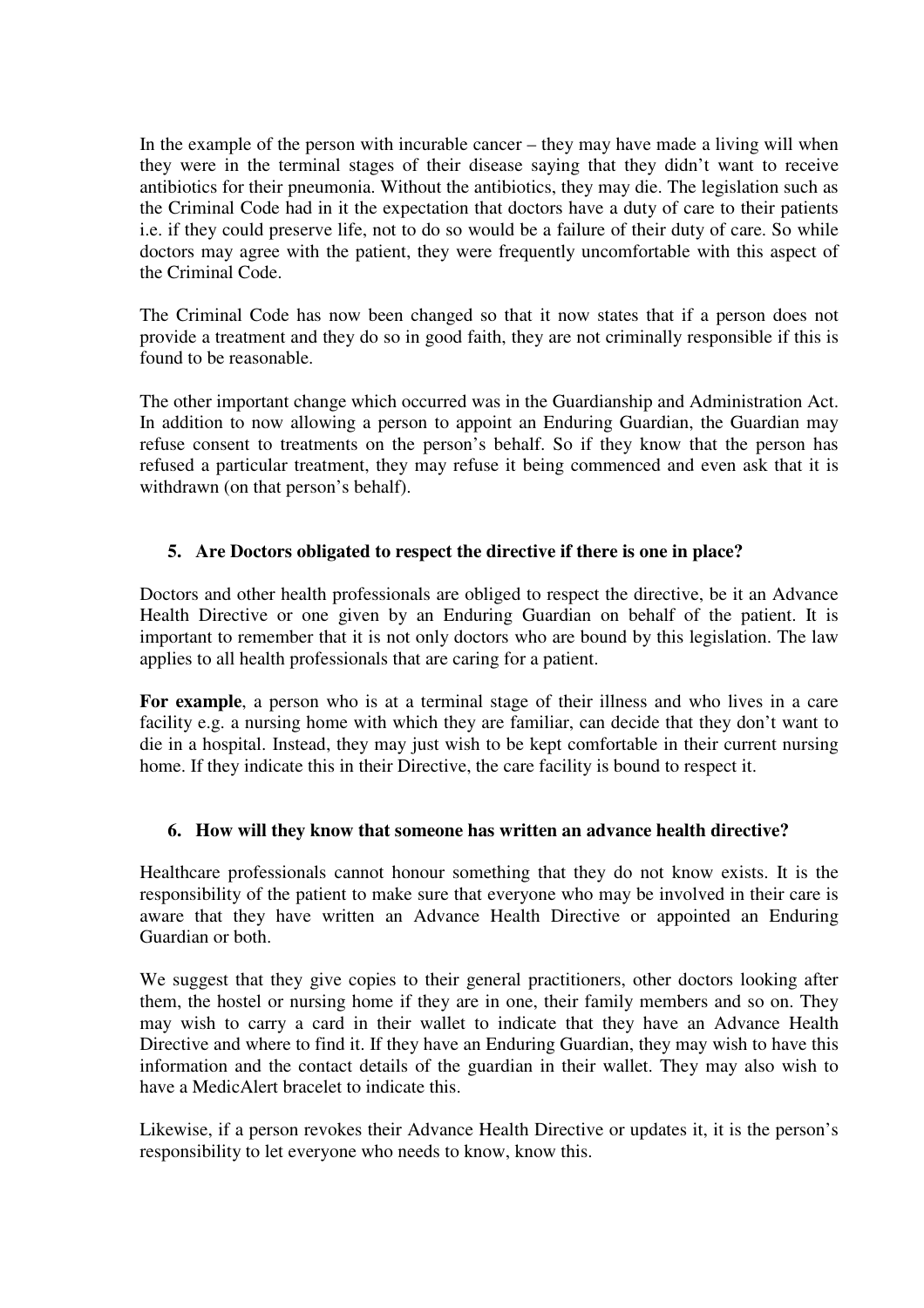In the example of the person with incurable cancer – they may have made a living will when they were in the terminal stages of their disease saying that they didn't want to receive antibiotics for their pneumonia. Without the antibiotics, they may die. The legislation such as the Criminal Code had in it the expectation that doctors have a duty of care to their patients i.e. if they could preserve life, not to do so would be a failure of their duty of care. So while doctors may agree with the patient, they were frequently uncomfortable with this aspect of the Criminal Code.

The Criminal Code has now been changed so that it now states that if a person does not provide a treatment and they do so in good faith, they are not criminally responsible if this is found to be reasonable.

The other important change which occurred was in the Guardianship and Administration Act. In addition to now allowing a person to appoint an Enduring Guardian, the Guardian may refuse consent to treatments on the person's behalf. So if they know that the person has refused a particular treatment, they may refuse it being commenced and even ask that it is withdrawn (on that person's behalf).

### 5. Are Doctors obligated to respect the directive if there is one in place?

Doctors and other health professionals are obliged to respect the directive, be it an Advance Health Directive or one given by an Enduring Guardian on behalf of the patient. It is important to remember that it is not only doctors who are bound by this legislation. The law applies to all health professionals that are caring for a patient.

**For example**, a person who is at a terminal stage of their illness and who lives in a care facility e.g. a nursing home with which they are familiar, can decide that they don't want to die in a hospital. Instead, they may just wish to be kept comfortable in their current nursing home. If they indicate this in their Directive, the care facility is bound to respect it.

### 6. How will they know that someone has written an advance health directive?

Healthcare professionals cannot honour something that they do not know exists. It is the responsibility of the patient to make sure that everyone who may be involved in their care is aware that they have written an Advance Health Directive or appointed an Enduring Guardian or both.

We suggest that they give copies to their general practitioners, other doctors looking after them, the hostel or nursing home if they are in one, their family members and so on. They may wish to carry a card in their wallet to indicate that they have an Advance Health Directive and where to find it. If they have an Enduring Guardian, they may wish to have this information and the contact details of the guardian in their wallet. They may also wish to have a MedicAlert bracelet to indicate this.

Likewise, if a person revokes their Advance Health Directive or updates it, it is the person's responsibility to let everyone who needs to know, know this.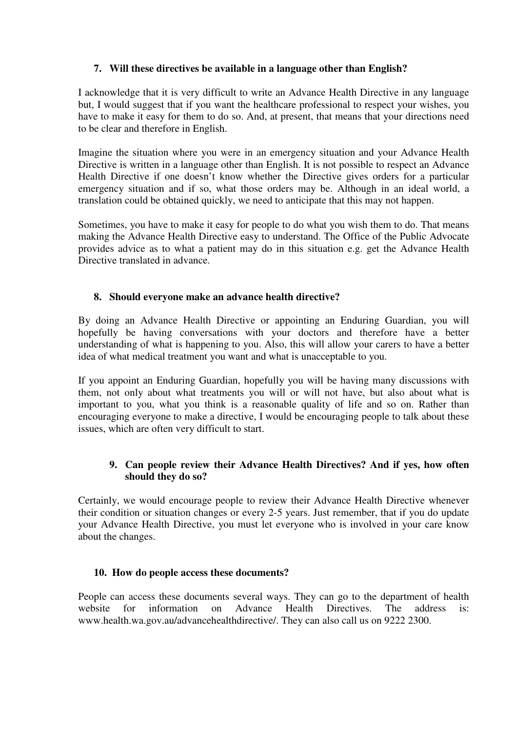### 7. Will these directives be available in a language other than English?

I acknowledge that it is very difficult to write an Advance Health Directive in any language but, I would suggest that if you want the healthcare professional to respect your wishes, you have to make it easy for them to do so. And, at present, that means that your directions need to be clear and therefore in English.

Imagine the situation where you were in an emergency situation and your Advance Health Directive is written in a language other than English. It is not possible to respect an Advance Health Directive if one doesn't know whether the Directive gives orders for a particular emergency situation and if so, what those orders may be. Although in an ideal world, a translation could be obtained quickly, we need to anticipate that this may not happen.

Sometimes, you have to make it easy for people to do what you wish them to do. That means making the Advance Health Directive easy to understand. The Office of the Public Advocate provides advice as to what a patient may do in this situation e.g. get the Advance Health Directive translated in advance.

### 8. Should everyone make an advance health directive?

By doing an Advance Health Directive or appointing an Enduring Guardian, you will hopefully be having conversations with your doctors and therefore have a better understanding of what is happening to you. Also, this will allow your carers to have a better idea of what medical treatment you want and what is unacceptable to you.

If you appoint an Enduring Guardian, hopefully you will be having many discussions with them, not only about what treatments you will or will not have, but also about what is important to you, what you think is a reasonable quality of life and so on. Rather than encouraging everyone to make a directive, I would be encouraging people to talk about these issues, which are often very difficult to start.

### 9. Can people review their Advance Health Directives? And if yes, how often should they do so?

Certainly, we would encourage people to review their Advance Health Directive whenever their condition or situation changes or every 2-5 years. Just remember, that if you do update your Advance Health Directive, you must let everyone who is involved in your care know about the changes.

### 10. How do people access these documents?

People can access these documents several ways. They can go to the department of health website for information on Advance Health Directives. The address is: www.health.wa.gov.au/advancehealthdirective/. They can also call us on 9222 2300.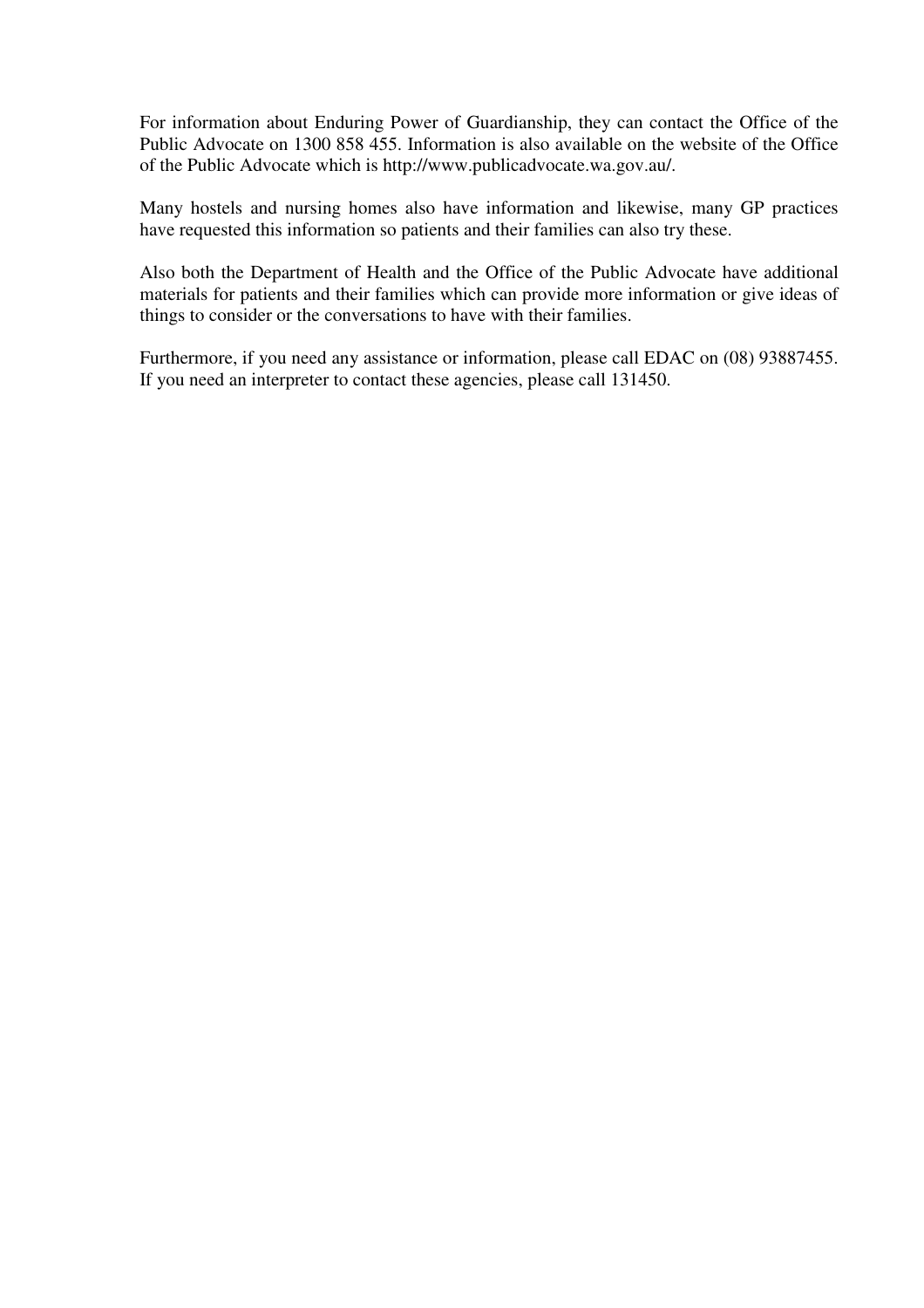For information about Enduring Power of Guardianship, they can contact the Office of the Public Advocate on 1300 858 455. Information is also available on the website of the Office of the Public Advocate which is http://www.publicadvocate.wa.gov.au/.

Many hostels and nursing homes also have information and likewise, many GP practices have requested this information so patients and their families can also try these.

Also both the Department of Health and the Office of the Public Advocate have additional materials for patients and their families which can provide more information or give ideas of things to consider or the conversations to have with their families.

Furthermore, if you need any assistance or information, please call EDAC on (08) 93887455. If you need an interpreter to contact these agencies, please call 131450.